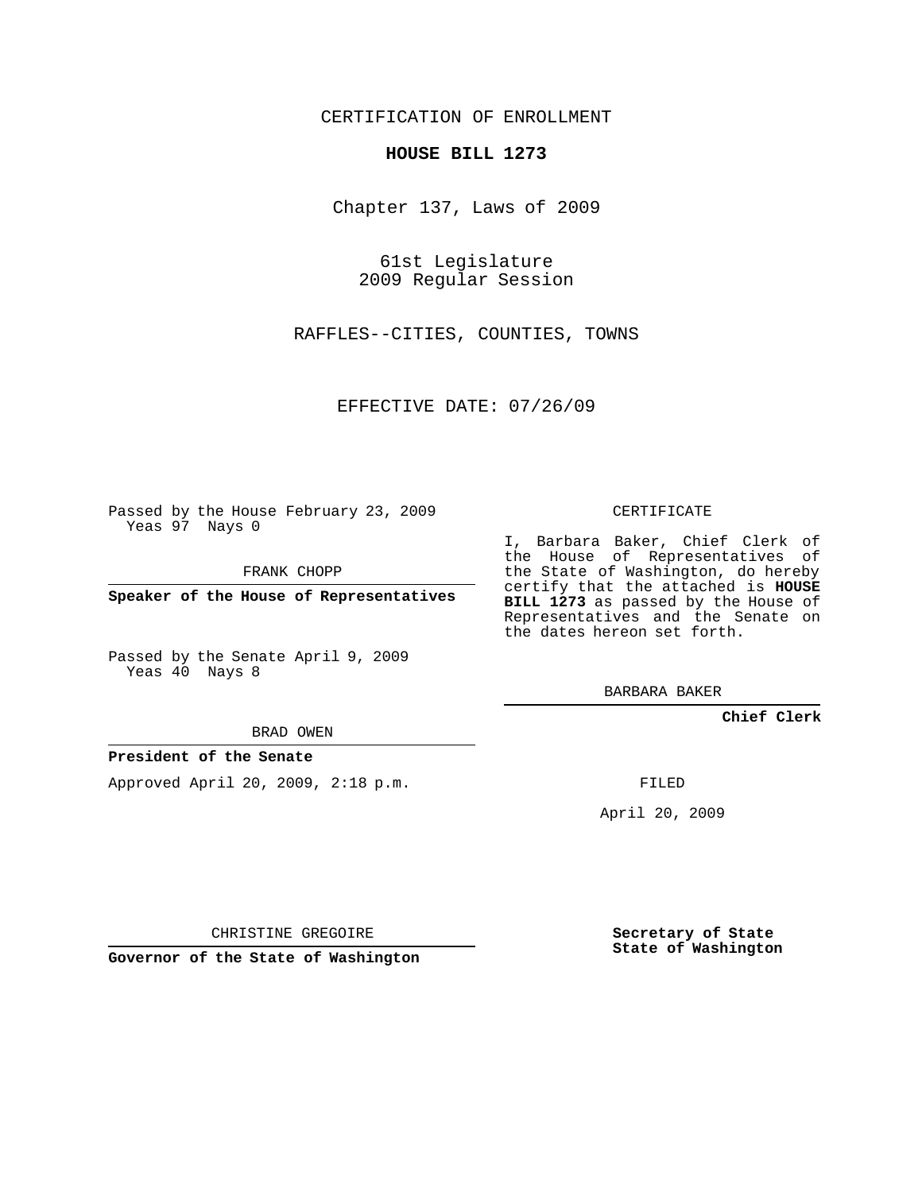CERTIFICATION OF ENROLLMENT

**HOUSE BILL 1273**

Chapter 137, Laws of 2009

61st Legislature
2009 Regular Session

RAFFLES--CITIES, COUNTIES, TOWNS

EFFECTIVE DATE: 07/26/09

Passed by the House February 23, 2009
Yeas 97 Nays 0

FRANK CHOPP

**Speaker of the House of Representatives**

Passed by the Senate April 9, 2009
Yeas 40 Nays 8

BRAD OWEN

**President of the Senate**

Approved April 20, 2009, 2:18 p.m.

CHRISTINE GREGOIRE

**Governor of the State of Washington**

CERTIFICATE

I, Barbara Baker, Chief Clerk of the House of Representatives of the State of Washington, do hereby certify that the attached is **HOUSE BILL 1273** as passed by the House of Representatives and the Senate on the dates hereon set forth.

BARBARA BAKER

**Chief Clerk**

FILED

April 20, 2009

**Secretary of State**
**State of Washington**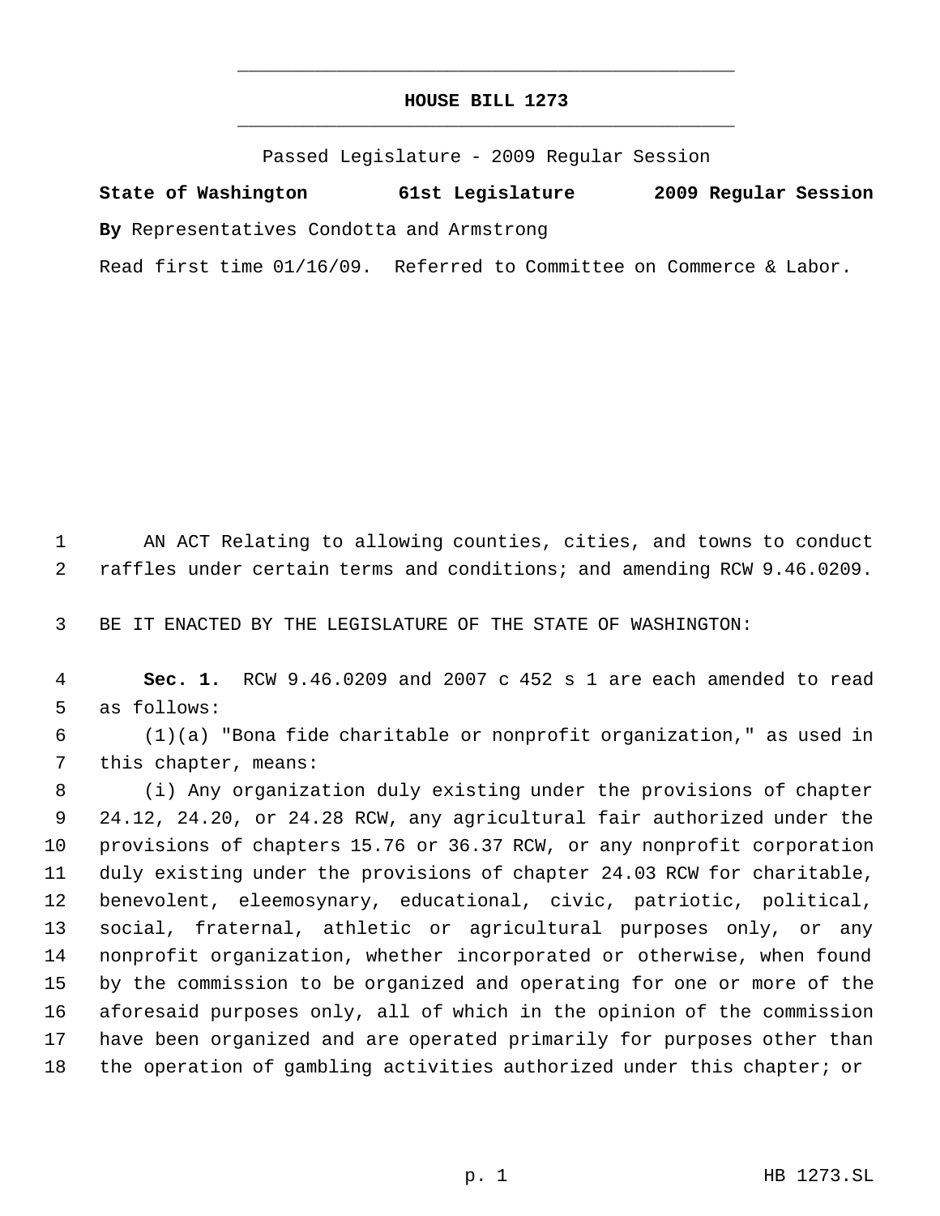# HOUSE BILL 1273

Passed Legislature - 2009 Regular Session

**State of Washington 61st Legislature 2009 Regular Session**

**By** Representatives Condotta and Armstrong

Read first time 01/16/09. Referred to Committee on Commerce & Labor.

1 AN ACT Relating to allowing counties, cities, and towns to conduct
2 raffles under certain terms and conditions; and amending RCW 9.46.0209.

3 BE IT ENACTED BY THE LEGISLATURE OF THE STATE OF WASHINGTON:

4 **Sec. 1.** RCW 9.46.0209 and 2007 c 452 s 1 are each amended to read
5 as follows:

6 (1)(a) "Bona fide charitable or nonprofit organization," as used in
7 this chapter, means:

8 (i) Any organization duly existing under the provisions of chapter
9 24.12, 24.20, or 24.28 RCW, any agricultural fair authorized under the
10 provisions of chapters 15.76 or 36.37 RCW, or any nonprofit corporation
11 duly existing under the provisions of chapter 24.03 RCW for charitable,
12 benevolent, eleemosynary, educational, civic, patriotic, political,
13 social, fraternal, athletic or agricultural purposes only, or any
14 nonprofit organization, whether incorporated or otherwise, when found
15 by the commission to be organized and operating for one or more of the
16 aforesaid purposes only, all of which in the opinion of the commission
17 have been organized and are operated primarily for purposes other than
18 the operation of gambling activities authorized under this chapter; or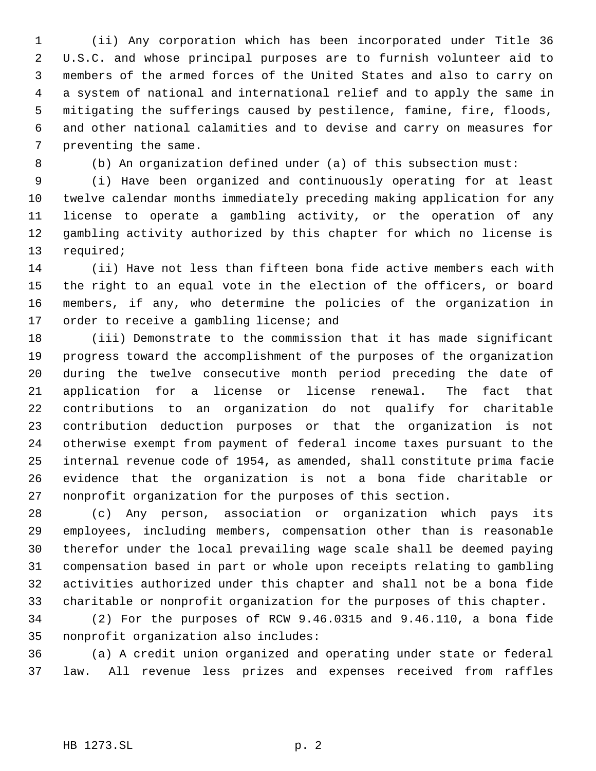(ii) Any corporation which has been incorporated under Title 36 U.S.C. and whose principal purposes are to furnish volunteer aid to members of the armed forces of the United States and also to carry on a system of national and international relief and to apply the same in mitigating the sufferings caused by pestilence, famine, fire, floods, and other national calamities and to devise and carry on measures for preventing the same.

(b) An organization defined under (a) of this subsection must:

(i) Have been organized and continuously operating for at least twelve calendar months immediately preceding making application for any license to operate a gambling activity, or the operation of any gambling activity authorized by this chapter for which no license is required;

(ii) Have not less than fifteen bona fide active members each with the right to an equal vote in the election of the officers, or board members, if any, who determine the policies of the organization in order to receive a gambling license; and

(iii) Demonstrate to the commission that it has made significant progress toward the accomplishment of the purposes of the organization during the twelve consecutive month period preceding the date of application for a license or license renewal. The fact that contributions to an organization do not qualify for charitable contribution deduction purposes or that the organization is not otherwise exempt from payment of federal income taxes pursuant to the internal revenue code of 1954, as amended, shall constitute prima facie evidence that the organization is not a bona fide charitable or nonprofit organization for the purposes of this section.

(c) Any person, association or organization which pays its employees, including members, compensation other than is reasonable therefor under the local prevailing wage scale shall be deemed paying compensation based in part or whole upon receipts relating to gambling activities authorized under this chapter and shall not be a bona fide charitable or nonprofit organization for the purposes of this chapter.

(2) For the purposes of RCW 9.46.0315 and 9.46.110, a bona fide nonprofit organization also includes:

(a) A credit union organized and operating under state or federal law. All revenue less prizes and expenses received from raffles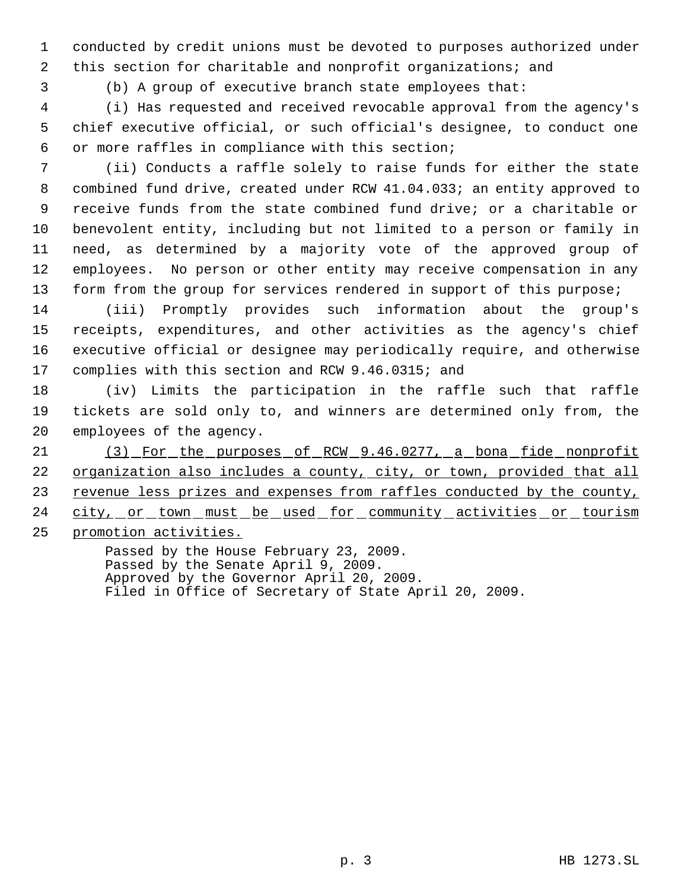conducted by credit unions must be devoted to purposes authorized under this section for charitable and nonprofit organizations; and

(b) A group of executive branch state employees that:

(i) Has requested and received revocable approval from the agency's chief executive official, or such official's designee, to conduct one or more raffles in compliance with this section;

(ii) Conducts a raffle solely to raise funds for either the state combined fund drive, created under RCW 41.04.033; an entity approved to receive funds from the state combined fund drive; or a charitable or benevolent entity, including but not limited to a person or family in need, as determined by a majority vote of the approved group of employees. No person or other entity may receive compensation in any form from the group for services rendered in support of this purpose;

(iii) Promptly provides such information about the group's receipts, expenditures, and other activities as the agency's chief executive official or designee may periodically require, and otherwise complies with this section and RCW 9.46.0315; and

(iv) Limits the participation in the raffle such that raffle tickets are sold only to, and winners are determined only from, the employees of the agency.

<u>(3) For the purposes of RCW 9.46.0277, a bona fide nonprofit organization also includes a county, city, or town, provided that all revenue less prizes and expenses from raffles conducted by the county, city, or town must be used for community activities or tourism promotion activities.</u>

Passed by the House February 23, 2009.
Passed by the Senate April 9, 2009.
Approved by the Governor April 20, 2009.
Filed in Office of Secretary of State April 20, 2009.